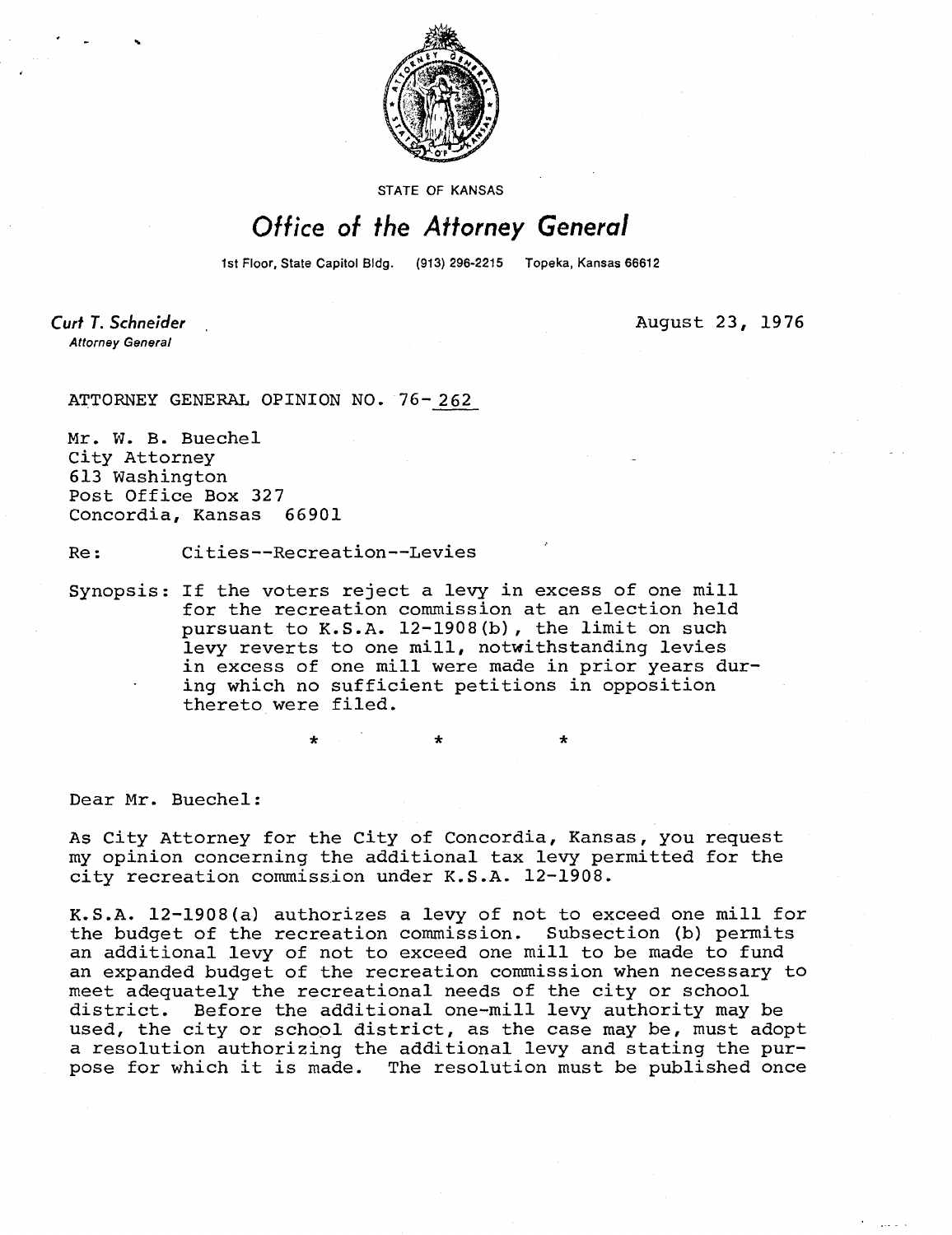STATE OF KANSAS

# Office of the Attorney General

1st Floor, State Capitol Bldg. (913) 296-2215 Topeka, Kansas 66612

**Curt T. Schneider**
*Attorney General*

August 23, 1976

ATTORNEY GENERAL OPINION NO. 76-262

Mr. W. B. Buechel
City Attorney
613 Washington
Post Office Box 327
Concordia, Kansas 66901

Re: Cities--Recreation--Levies

Synopsis: If the voters reject a levy in excess of one mill for the recreation commission at an election held pursuant to K.S.A. 12-1908(b), the limit on such levy reverts to one mill, notwithstanding levies in excess of one mill were made in prior years during which no sufficient petitions in opposition thereto were filed.

\* \* \*

Dear Mr. Buechel:

As City Attorney for the City of Concordia, Kansas, you request my opinion concerning the additional tax levy permitted for the city recreation commission under K.S.A. 12-1908.

K.S.A. 12-1908(a) authorizes a levy of not to exceed one mill for the budget of the recreation commission. Subsection (b) permits an additional levy of not to exceed one mill to be made to fund an expanded budget of the recreation commission when necessary to meet adequately the recreational needs of the city or school district. Before the additional one-mill levy authority may be used, the city or school district, as the case may be, must adopt a resolution authorizing the additional levy and stating the purpose for which it is made. The resolution must be published once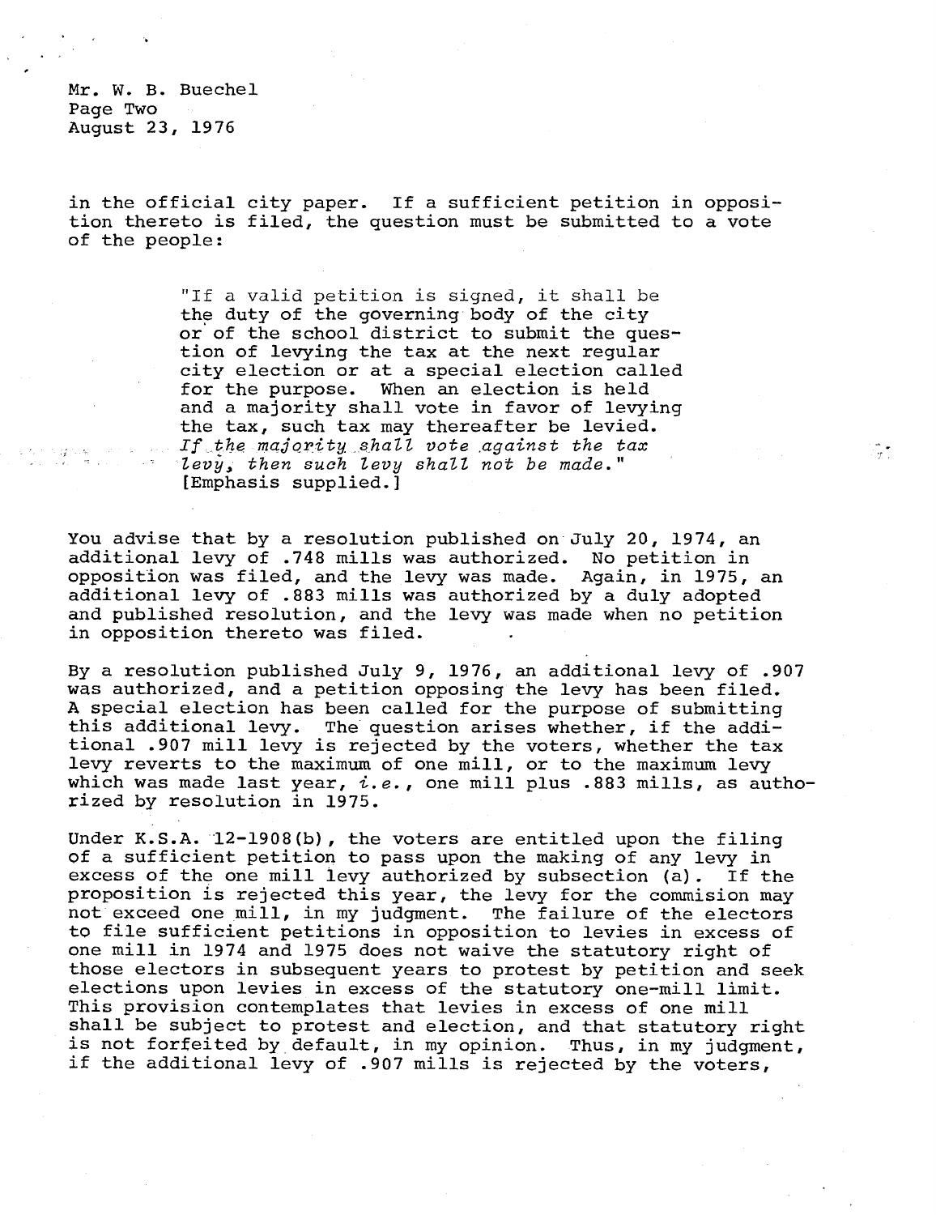Mr. W. B. Buechel
Page Two
August 23, 1976

in the official city paper. If a sufficient petition in opposition thereto is filed, the question must be submitted to a vote of the people:

> "If a valid petition is signed, it shall be the duty of the governing body of the city or of the school district to submit the question of levying the tax at the next regular city election or at a special election called for the purpose. When an election is held and a majority shall vote in favor of levying the tax, such tax may thereafter be levied. *If the majority shall vote against the tax levy, then such levy shall not be made.*" [Emphasis supplied.]

You advise that by a resolution published on July 20, 1974, an additional levy of .748 mills was authorized. No petition in opposition was filed, and the levy was made. Again, in 1975, an additional levy of .883 mills was authorized by a duly adopted and published resolution, and the levy was made when no petition in opposition thereto was filed.

By a resolution published July 9, 1976, an additional levy of .907 was authorized, and a petition opposing the levy has been filed. A special election has been called for the purpose of submitting this additional levy. The question arises whether, if the additional .907 mill levy is rejected by the voters, whether the tax levy reverts to the maximum of one mill, or to the maximum levy which was made last year, *i.e.*, one mill plus .883 mills, as authorized by resolution in 1975.

Under K.S.A. 12-1908(b), the voters are entitled upon the filing of a sufficient petition to pass upon the making of any levy in excess of the one mill levy authorized by subsection (a). If the proposition is rejected this year, the levy for the commision may not exceed one mill, in my judgment. The failure of the electors to file sufficient petitions in opposition to levies in excess of one mill in 1974 and 1975 does not waive the statutory right of those electors in subsequent years to protest by petition and seek elections upon levies in excess of the statutory one-mill limit. This provision contemplates that levies in excess of one mill shall be subject to protest and election, and that statutory right is not forfeited by default, in my opinion. Thus, in my judgment, if the additional levy of .907 mills is rejected by the voters,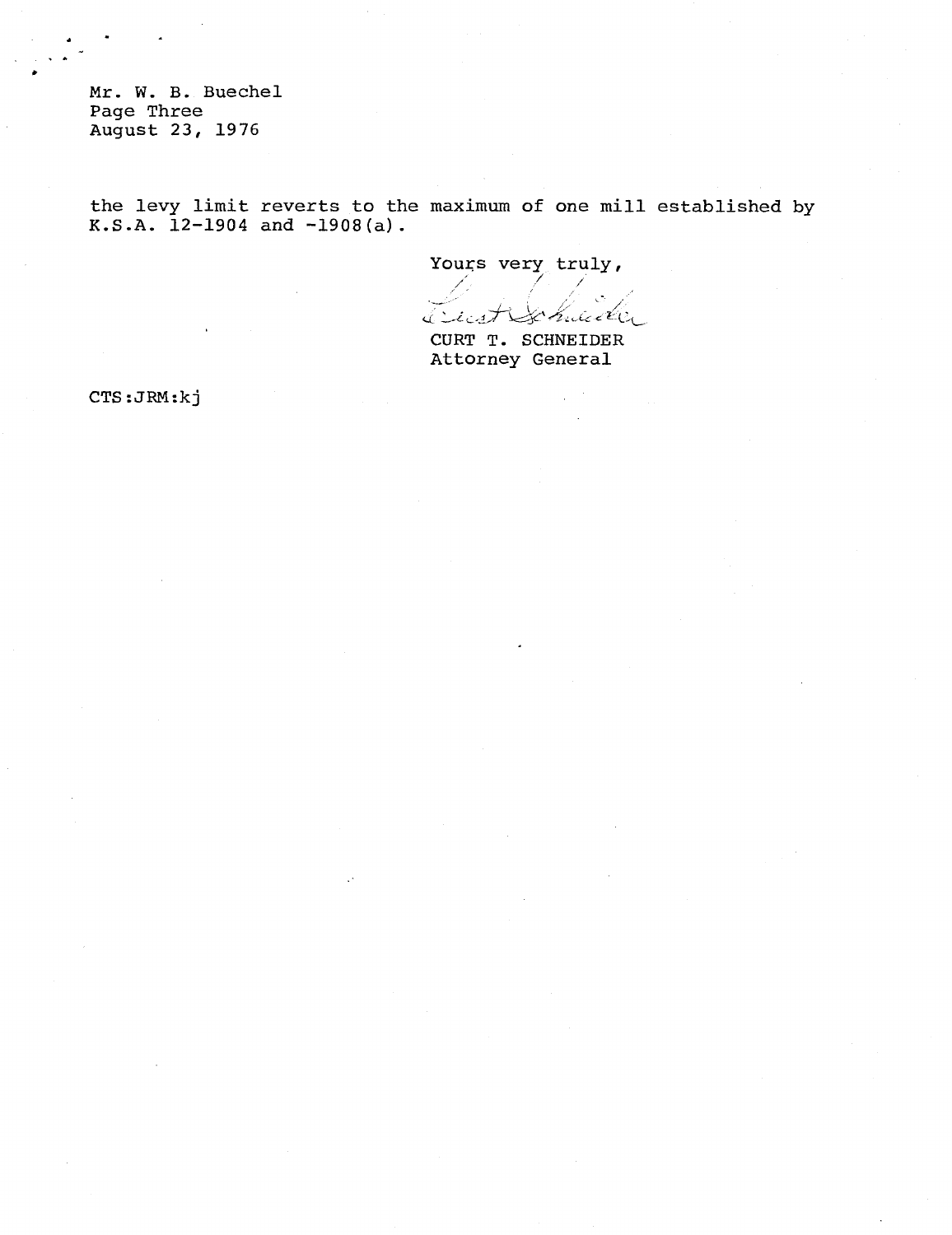Mr. W. B. Buechel
Page Three
August 23, 1976

the levy limit reverts to the maximum of one mill established by K.S.A. 12-1904 and -1908(a).

Yours very truly,

CURT T. SCHNEIDER
Attorney General

CTS:JRM:kj